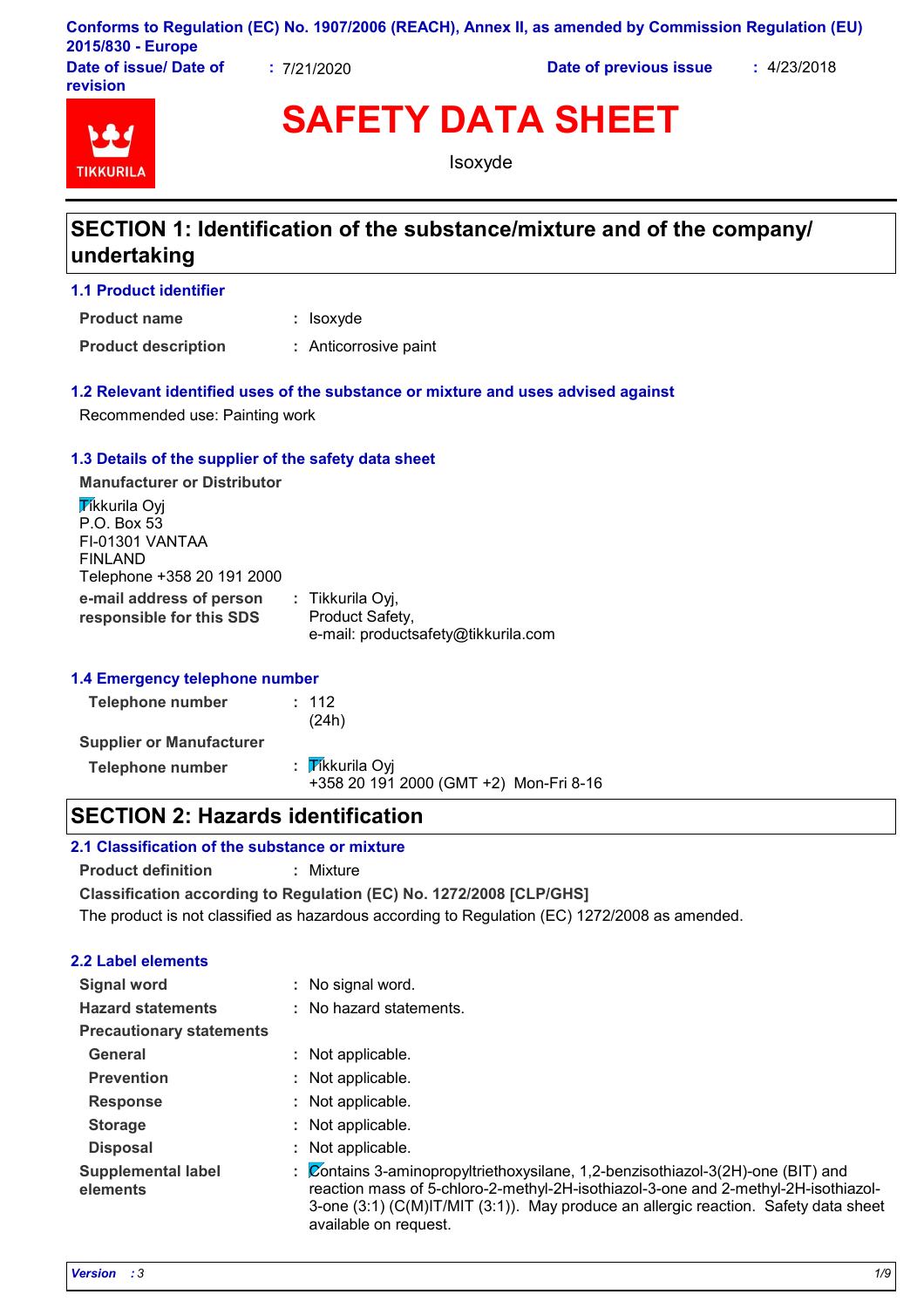Conforms to Regulation (EC) No. 1907/2006 (REACH), Annex II, as amended by Commission Regulation (EU) 2015/830 - Europe

**Date of issue/ Date of revision** : 7/21/2020 **Date of previous issue** : 4/23/2018

# SAFETY DATA SHEET

Isoxyde

## SECTION 1: Identification of the substance/mixture and of the company/ undertaking

### 1.1 Product identifier

**Product name** : Isoxyde

**Product description** : Anticorrosive paint

### 1.2 Relevant identified uses of the substance or mixture and uses advised against

Recommended use: Painting work

### 1.3 Details of the supplier of the safety data sheet

**Manufacturer or Distributor**

Tikkurila Oyj
P.O. Box 53
FI-01301 VANTAA
FINLAND
Telephone +358 20 191 2000

**e-mail address of person responsible for this SDS** : Tikkurila Oyj,
Product Safety,
e-mail: productsafety@tikkurila.com

### 1.4 Emergency telephone number

**Telephone number** : 112
(24h)

**Supplier or Manufacturer**

**Telephone number** : Tikkurila Oyj
+358 20 191 2000 (GMT +2) Mon-Fri 8-16

## SECTION 2: Hazards identification

### 2.1 Classification of the substance or mixture

**Product definition** : Mixture

**Classification according to Regulation (EC) No. 1272/2008 [CLP/GHS]**

The product is not classified as hazardous according to Regulation (EC) 1272/2008 as amended.

### 2.2 Label elements

**Signal word** : No signal word.

**Hazard statements** : No hazard statements.

**Precautionary statements**

**General** : Not applicable.

**Prevention** : Not applicable.

**Response** : Not applicable.

**Storage** : Not applicable.

**Disposal** : Not applicable.

**Supplemental label elements** : Contains 3-aminopropyltriethoxysilane, 1,2-benzisothiazol-3(2H)-one (BIT) and reaction mass of 5-chloro-2-methyl-2H-isothiazol-3-one and 2-methyl-2H-isothiazol-3-one (3:1) (C(M)IT/MIT (3:1)). May produce an allergic reaction. Safety data sheet available on request.

*Version* : 3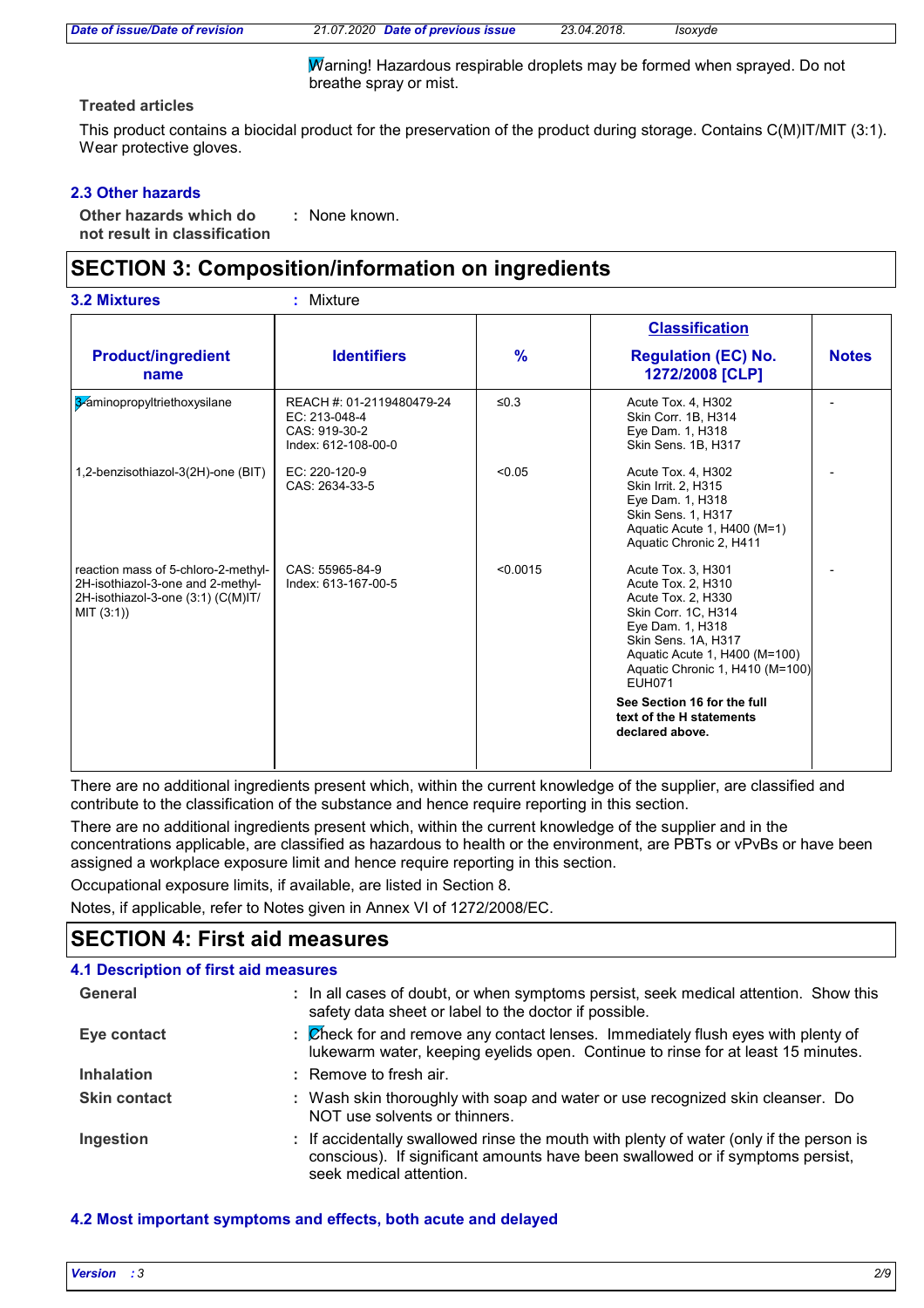Warning! Hazardous respirable droplets may be formed when sprayed. Do not breathe spray or mist.

**Treated articles**

This product contains a biocidal product for the preservation of the product during storage. Contains C(M)IT/MIT (3:1). Wear protective gloves.

### 2.3 Other hazards

**Other hazards which do not result in classification** : None known.

## SECTION 3: Composition/information on ingredients

**3.2 Mixtures** : Mixture

| Product/ingredient name | Identifiers | % | Classification Regulation (EC) No. 1272/2008 [CLP] | Notes |
|---|---|---|---|---|
| 3-aminopropyltriethoxysilane | REACH #: 01-2119480479-24<br>EC: 213-048-4<br>CAS: 919-30-2<br>Index: 612-108-00-0 | ≤0.3 | Acute Tox. 4, H302<br>Skin Corr. 1B, H314<br>Eye Dam. 1, H318<br>Skin Sens. 1B, H317 | - |
| 1,2-benzisothiazol-3(2H)-one (BIT) | EC: 220-120-9<br>CAS: 2634-33-5 | <0.05 | Acute Tox. 4, H302<br>Skin Irrit. 2, H315<br>Eye Dam. 1, H318<br>Skin Sens. 1, H317<br>Aquatic Acute 1, H400 (M=1)<br>Aquatic Chronic 2, H411 | - |
| reaction mass of 5-chloro-2-methyl-2H-isothiazol-3-one and 2-methyl-2H-isothiazol-3-one (3:1) (C(M)IT/MIT (3:1)) | CAS: 55965-84-9<br>Index: 613-167-00-5 | <0.0015 | Acute Tox. 3, H301<br>Acute Tox. 2, H310<br>Acute Tox. 2, H330<br>Skin Corr. 1C, H314<br>Eye Dam. 1, H318<br>Skin Sens. 1A, H317<br>Aquatic Acute 1, H400 (M=100)<br>Aquatic Chronic 1, H410 (M=100)<br>EUH071<br>**See Section 16 for the full text of the H statements declared above.** | - |

There are no additional ingredients present which, within the current knowledge of the supplier, are classified and contribute to the classification of the substance and hence require reporting in this section.

There are no additional ingredients present which, within the current knowledge of the supplier and in the concentrations applicable, are classified as hazardous to health or the environment, are PBTs or vPvBs or have been assigned a workplace exposure limit and hence require reporting in this section.

Occupational exposure limits, if available, are listed in Section 8.

Notes, if applicable, refer to Notes given in Annex VI of 1272/2008/EC.

## SECTION 4: First aid measures

### 4.1 Description of first aid measures

**General** : In all cases of doubt, or when symptoms persist, seek medical attention. Show this safety data sheet or label to the doctor if possible.

**Eye contact** : Check for and remove any contact lenses. Immediately flush eyes with plenty of lukewarm water, keeping eyelids open. Continue to rinse for at least 15 minutes.

**Inhalation** : Remove to fresh air.

**Skin contact** : Wash skin thoroughly with soap and water or use recognized skin cleanser. Do NOT use solvents or thinners.

**Ingestion** : If accidentally swallowed rinse the mouth with plenty of water (only if the person is conscious). If significant amounts have been swallowed or if symptoms persist, seek medical attention.

### 4.2 Most important symptoms and effects, both acute and delayed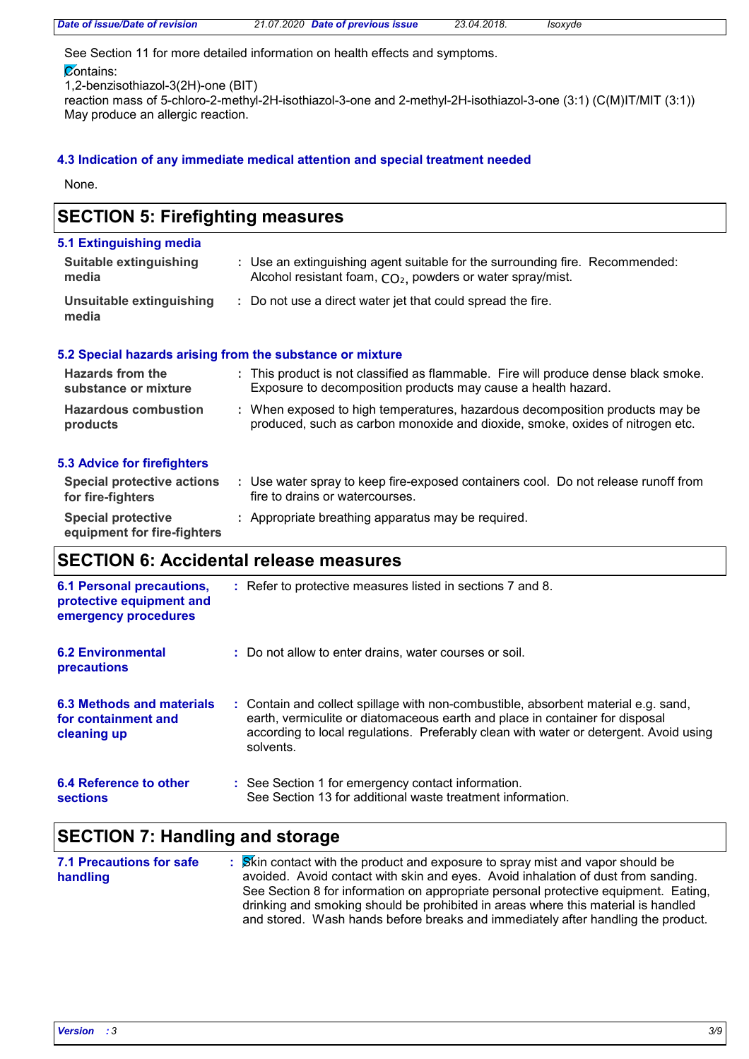See Section 11 for more detailed information on health effects and symptoms.

Contains:
1,2-benzisothiazol-3(2H)-one (BIT)
reaction mass of 5-chloro-2-methyl-2H-isothiazol-3-one and 2-methyl-2H-isothiazol-3-one (3:1) (C(M)IT/MIT (3:1))
May produce an allergic reaction.

### 4.3 Indication of any immediate medical attention and special treatment needed

None.

## SECTION 5: Firefighting measures

### 5.1 Extinguishing media

**Suitable extinguishing media** : Use an extinguishing agent suitable for the surrounding fire. Recommended: Alcohol resistant foam, $CO_2$, powders or water spray/mist.

**Unsuitable extinguishing media** : Do not use a direct water jet that could spread the fire.

### 5.2 Special hazards arising from the substance or mixture

**Hazards from the substance or mixture** : This product is not classified as flammable. Fire will produce dense black smoke. Exposure to decomposition products may cause a health hazard.

**Hazardous combustion products** : When exposed to high temperatures, hazardous decomposition products may be produced, such as carbon monoxide and dioxide, smoke, oxides of nitrogen etc.

### 5.3 Advice for firefighters

**Special protective actions for fire-fighters** : Use water spray to keep fire-exposed containers cool. Do not release runoff from fire to drains or watercourses.

**Special protective equipment for fire-fighters** : Appropriate breathing apparatus may be required.

## SECTION 6: Accidental release measures

**6.1 Personal precautions, protective equipment and emergency procedures** : Refer to protective measures listed in sections 7 and 8.

**6.2 Environmental precautions** : Do not allow to enter drains, water courses or soil.

**6.3 Methods and materials for containment and cleaning up** : Contain and collect spillage with non-combustible, absorbent material e.g. sand, earth, vermiculite or diatomaceous earth and place in container for disposal according to local regulations. Preferably clean with water or detergent. Avoid using solvents.

**6.4 Reference to other sections** : See Section 1 for emergency contact information.
See Section 13 for additional waste treatment information.

## SECTION 7: Handling and storage

**7.1 Precautions for safe handling** : Skin contact with the product and exposure to spray mist and vapor should be avoided. Avoid contact with skin and eyes. Avoid inhalation of dust from sanding. See Section 8 for information on appropriate personal protective equipment. Eating, drinking and smoking should be prohibited in areas where this material is handled and stored. Wash hands before breaks and immediately after handling the product.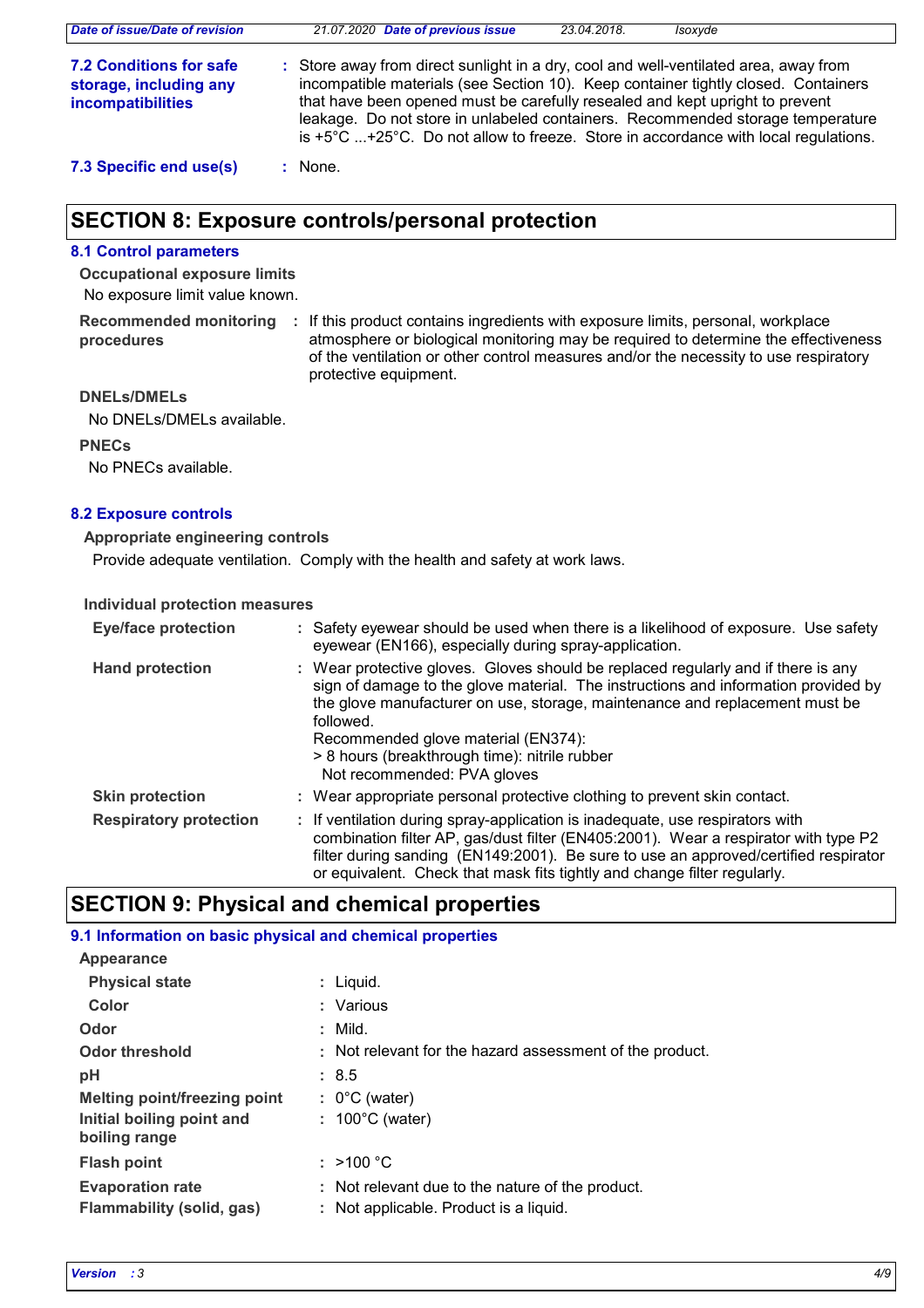**7.2 Conditions for safe storage, including any incompatibilities** : Store away from direct sunlight in a dry, cool and well-ventilated area, away from incompatible materials (see Section 10). Keep container tightly closed. Containers that have been opened must be carefully resealed and kept upright to prevent leakage. Do not store in unlabeled containers. Recommended storage temperature is +5°C ...+25°C. Do not allow to freeze. Store in accordance with local regulations.

**7.3 Specific end use(s)** : None.

## SECTION 8: Exposure controls/personal protection

### 8.1 Control parameters

**Occupational exposure limits**

No exposure limit value known.

**Recommended monitoring procedures** : If this product contains ingredients with exposure limits, personal, workplace atmosphere or biological monitoring may be required to determine the effectiveness of the ventilation or other control measures and/or the necessity to use respiratory protective equipment.

**DNELs/DMELs**

No DNELs/DMELs available.

**PNECs**

No PNECs available.

### 8.2 Exposure controls

**Appropriate engineering controls**

Provide adequate ventilation. Comply with the health and safety at work laws.

**Individual protection measures**

**Eye/face protection** : Safety eyewear should be used when there is a likelihood of exposure. Use safety eyewear (EN166), especially during spray-application.

**Hand protection** : Wear protective gloves. Gloves should be replaced regularly and if there is any sign of damage to the glove material. The instructions and information provided by the glove manufacturer on use, storage, maintenance and replacement must be followed.
Recommended glove material (EN374):
> 8 hours (breakthrough time): nitrile rubber
Not recommended: PVA gloves

**Skin protection** : Wear appropriate personal protective clothing to prevent skin contact.

**Respiratory protection** : If ventilation during spray-application is inadequate, use respirators with combination filter AP, gas/dust filter (EN405:2001). Wear a respirator with type P2 filter during sanding (EN149:2001). Be sure to use an approved/certified respirator or equivalent. Check that mask fits tightly and change filter regularly.

## SECTION 9: Physical and chemical properties

### 9.1 Information on basic physical and chemical properties

**Appearance**

**Physical state** : Liquid.

**Color** : Various

**Odor** : Mild.

**Odor threshold** : Not relevant for the hazard assessment of the product.

**pH** : 8.5

**Melting point/freezing point** : 0°C (water)

**Initial boiling point and boiling range** : 100°C (water)

**Flash point** : >100 °C

**Evaporation rate** : Not relevant due to the nature of the product.

**Flammability (solid, gas)** : Not applicable. Product is a liquid.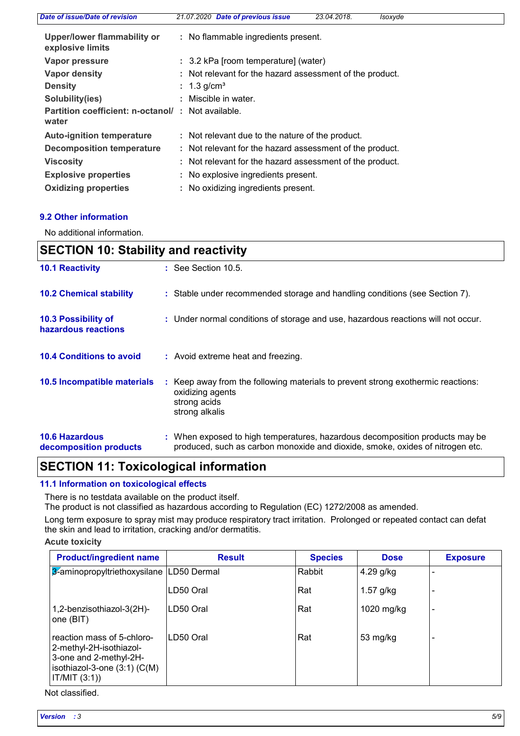| | | |
|---|---|---|
| **Upper/lower flammability or explosive limits** | : | No flammable ingredients present. |
| **Vapor pressure** | : | 3.2 kPa [room temperature] (water) |
| **Vapor density** | : | Not relevant for the hazard assessment of the product. |
| **Density** | : | 1.3 g/cm³ |
| **Solubility(ies)** | : | Miscible in water. |
| **Partition coefficient: n-octanol/ water** | : | Not available. |
| **Auto-ignition temperature** | : | Not relevant due to the nature of the product. |
| **Decomposition temperature** | : | Not relevant for the hazard assessment of the product. |
| **Viscosity** | : | Not relevant for the hazard assessment of the product. |
| **Explosive properties** | : | No explosive ingredients present. |
| **Oxidizing properties** | : | No oxidizing ingredients present. |

### 9.2 Other information

No additional information.

## SECTION 10: Stability and reactivity

**10.1 Reactivity** : See Section 10.5.

**10.2 Chemical stability** : Stable under recommended storage and handling conditions (see Section 7).

**10.3 Possibility of hazardous reactions** : Under normal conditions of storage and use, hazardous reactions will not occur.

**10.4 Conditions to avoid** : Avoid extreme heat and freezing.

**10.5 Incompatible materials** : Keep away from the following materials to prevent strong exothermic reactions:
oxidizing agents
strong acids
strong alkalis

**10.6 Hazardous decomposition products** : When exposed to high temperatures, hazardous decomposition products may be produced, such as carbon monoxide and dioxide, smoke, oxides of nitrogen etc.

## SECTION 11: Toxicological information

### 11.1 Information on toxicological effects

There is no testdata available on the product itself.
The product is not classified as hazardous according to Regulation (EC) 1272/2008 as amended.

Long term exposure to spray mist may produce respiratory tract irritation. Prolonged or repeated contact can defat the skin and lead to irritation, cracking and/or dermatitis.

**Acute toxicity**

| Product/ingredient name | Result | Species | Dose | Exposure |
|---|---|---|---|---|
| 3-aminopropyltriethoxysilane | LD50 Dermal | Rabbit | 4.29 g/kg | - |
| | LD50 Oral | Rat | 1.57 g/kg | - |
| 1,2-benzisothiazol-3(2H)-one (BIT) | LD50 Oral | Rat | 1020 mg/kg | - |
| reaction mass of 5-chloro-2-methyl-2H-isothiazol-3-one and 2-methyl-2H-isothiazol-3-one (3:1) (C(M) IT/MIT (3:1)) | LD50 Oral | Rat | 53 mg/kg | - |

Not classified.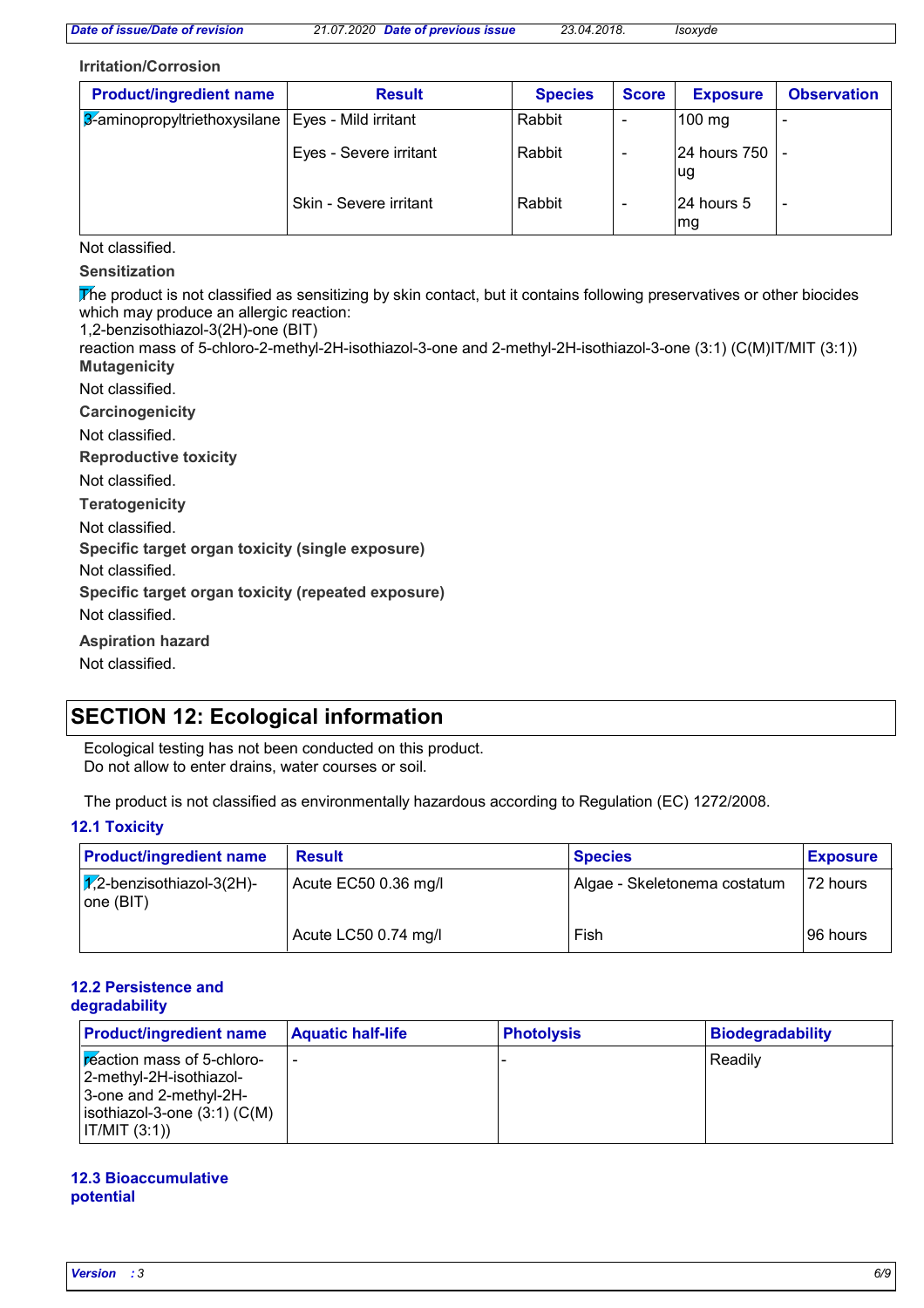**Irritation/Corrosion**

| Product/ingredient name | Result | Species | Score | Exposure | Observation |
|---|---|---|---|---|---|
| 3-aminopropyltriethoxysilane | Eyes - Mild irritant | Rabbit | - | 100 mg | - |
| | Eyes - Severe irritant | Rabbit | - | 24 hours 750 ug | - |
| | Skin - Severe irritant | Rabbit | - | 24 hours 5 mg | - |

Not classified.

**Sensitization**

The product is not classified as sensitizing by skin contact, but it contains following preservatives or other biocides which may produce an allergic reaction:
1,2-benzisothiazol-3(2H)-one (BIT)
reaction mass of 5-chloro-2-methyl-2H-isothiazol-3-one and 2-methyl-2H-isothiazol-3-one (3:1) (C(M)IT/MIT (3:1))

**Mutagenicity**

Not classified.

**Carcinogenicity**

Not classified.

**Reproductive toxicity**

Not classified.

**Teratogenicity**

Not classified.

**Specific target organ toxicity (single exposure)**

Not classified.

**Specific target organ toxicity (repeated exposure)**

Not classified.

**Aspiration hazard**

Not classified.

## SECTION 12: Ecological information

Ecological testing has not been conducted on this product.
Do not allow to enter drains, water courses or soil.

The product is not classified as environmentally hazardous according to Regulation (EC) 1272/2008.

### 12.1 Toxicity

| Product/ingredient name | Result | Species | Exposure |
|---|---|---|---|
| 1,2-benzisothiazol-3(2H)-one (BIT) | Acute EC50 0.36 mg/l | Algae - Skeletonema costatum | 72 hours |
| | Acute LC50 0.74 mg/l | Fish | 96 hours |

### 12.2 Persistence and degradability

| Product/ingredient name | Aquatic half-life | Photolysis | Biodegradability |
|---|---|---|---|
| reaction mass of 5-chloro-2-methyl-2H-isothiazol-3-one and 2-methyl-2H-isothiazol-3-one (3:1) (C(M)IT/MIT (3:1)) | - | - | Readily |

### 12.3 Bioaccumulative potential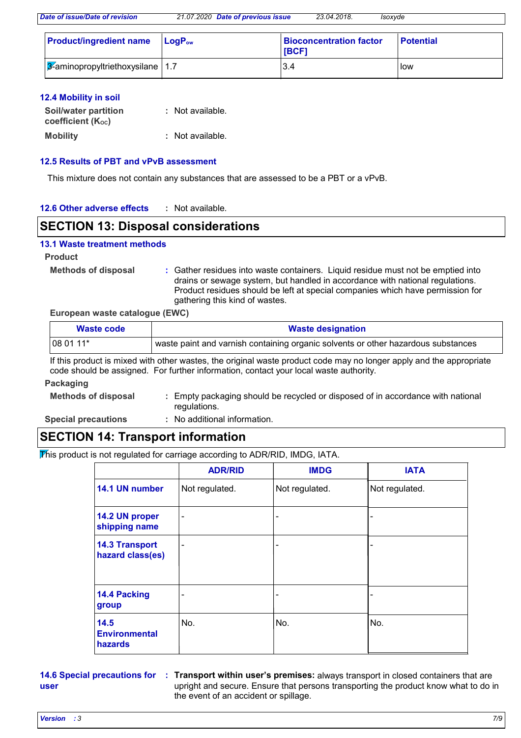| Product/ingredient name | $LogP_{ow}$ | Bioconcentration factor [BCF] | Potential |
|---|---|---|---|
| 3-aminopropyltriethoxysilane | 1.7 | 3.4 | low |

### 12.4 Mobility in soil

**Soil/water partition coefficient ($K_{OC}$)** : Not available.

**Mobility** : Not available.

### 12.5 Results of PBT and vPvB assessment

This mixture does not contain any substances that are assessed to be a PBT or a vPvB.

### 12.6 Other adverse effects : Not available.

## SECTION 13: Disposal considerations

### 13.1 Waste treatment methods

**Product**

**Methods of disposal** : Gather residues into waste containers. Liquid residue must not be emptied into drains or sewage system, but handled in accordance with national regulations. Product residues should be left at special companies which have permission for gathering this kind of wastes.

**European waste catalogue (EWC)**

| Waste code | Waste designation |
|---|---|
| 08 01 11* | waste paint and varnish containing organic solvents or other hazardous substances |

If this product is mixed with other wastes, the original waste product code may no longer apply and the appropriate code should be assigned. For further information, contact your local waste authority.

**Packaging**

**Methods of disposal** : Empty packaging should be recycled or disposed of in accordance with national regulations.

**Special precautions** : No additional information.

## SECTION 14: Transport information

This product is not regulated for carriage according to ADR/RID, IMDG, IATA.

| | ADR/RID | IMDG | IATA |
|---|---|---|---|
| **14.1 UN number** | Not regulated. | Not regulated. | Not regulated. |
| **14.2 UN proper shipping name** | - | - | - |
| **14.3 Transport hazard class(es)** | - | - | - |
| **14.4 Packing group** | - | - | - |
| **14.5 Environmental hazards** | No. | No. | No. |

**14.6 Special precautions for user** : **Transport within user's premises:** always transport in closed containers that are upright and secure. Ensure that persons transporting the product know what to do in the event of an accident or spillage.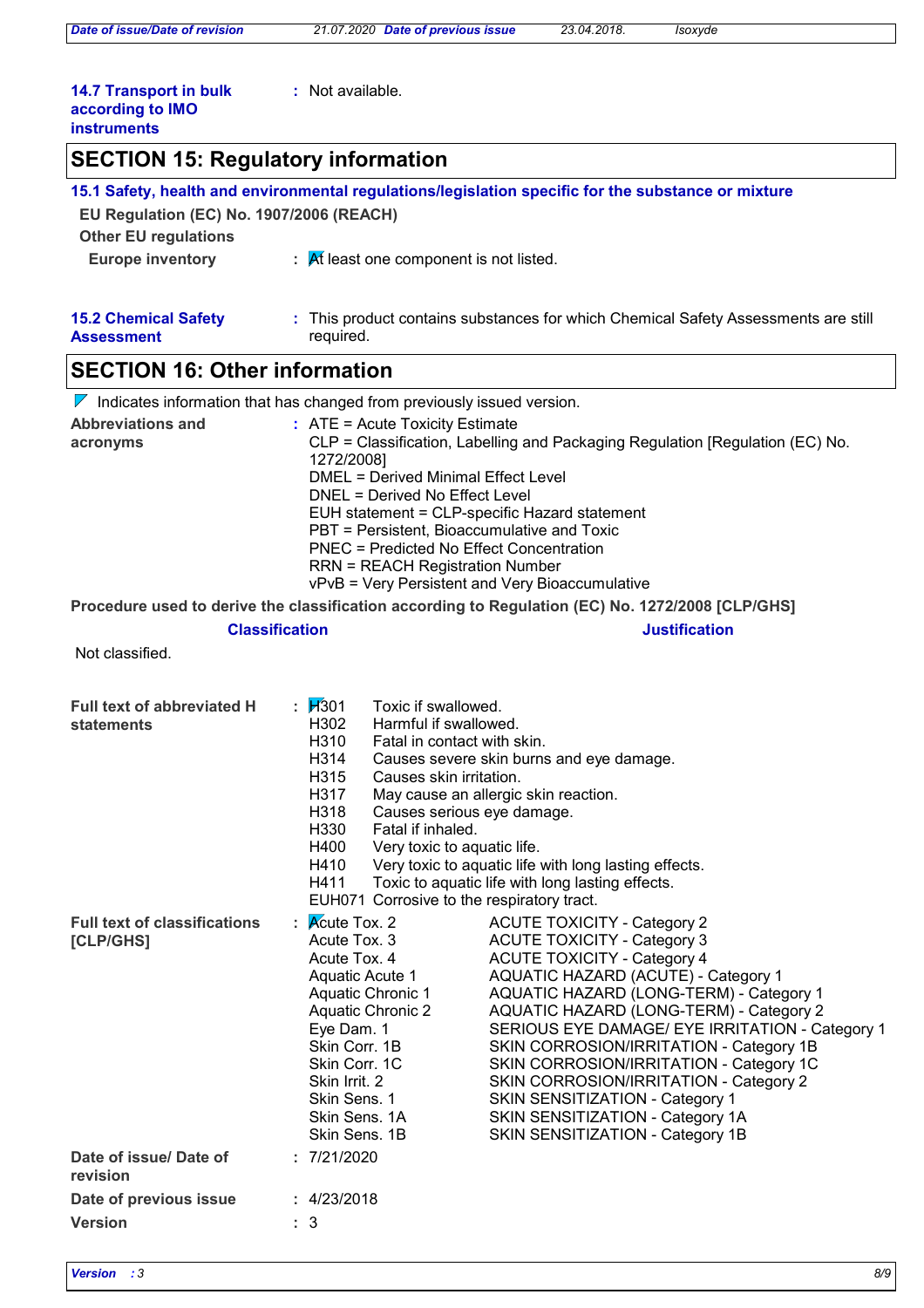**14.7 Transport in bulk according to IMO instruments** : Not available.

## SECTION 15: Regulatory information

### 15.1 Safety, health and environmental regulations/legislation specific for the substance or mixture

**EU Regulation (EC) No. 1907/2006 (REACH)**

**Other EU regulations**

**Europe inventory** : At least one component is not listed.

**15.2 Chemical Safety Assessment** : This product contains substances for which Chemical Safety Assessments are still required.

## SECTION 16: Other information

Indicates information that has changed from previously issued version.

**Abbreviations and acronyms** :
ATE = Acute Toxicity Estimate
CLP = Classification, Labelling and Packaging Regulation [Regulation (EC) No. 1272/2008]
DMEL = Derived Minimal Effect Level
DNEL = Derived No Effect Level
EUH statement = CLP-specific Hazard statement
PBT = Persistent, Bioaccumulative and Toxic
PNEC = Predicted No Effect Concentration
RRN = REACH Registration Number
vPvB = Very Persistent and Very Bioaccumulative

**Procedure used to derive the classification according to Regulation (EC) No. 1272/2008 [CLP/GHS]**

| Classification | Justification |
|---|---|
| Not classified. | |

**Full text of abbreviated H statements** :

| | |
|---|---|
| H301 | Toxic if swallowed. |
| H302 | Harmful if swallowed. |
| H310 | Fatal in contact with skin. |
| H314 | Causes severe skin burns and eye damage. |
| H315 | Causes skin irritation. |
| H317 | May cause an allergic skin reaction. |
| H318 | Causes serious eye damage. |
| H330 | Fatal if inhaled. |
| H400 | Very toxic to aquatic life. |
| H410 | Very toxic to aquatic life with long lasting effects. |
| H411 | Toxic to aquatic life with long lasting effects. |
| EUH071 | Corrosive to the respiratory tract. |

**Full text of classifications [CLP/GHS]** :

| | |
|---|---|
| Acute Tox. 2 | ACUTE TOXICITY - Category 2 |
| Acute Tox. 3 | ACUTE TOXICITY - Category 3 |
| Acute Tox. 4 | ACUTE TOXICITY - Category 4 |
| Aquatic Acute 1 | AQUATIC HAZARD (ACUTE) - Category 1 |
| Aquatic Chronic 1 | AQUATIC HAZARD (LONG-TERM) - Category 1 |
| Aquatic Chronic 2 | AQUATIC HAZARD (LONG-TERM) - Category 2 |
| Eye Dam. 1 | SERIOUS EYE DAMAGE/ EYE IRRITATION - Category 1 |
| Skin Corr. 1B | SKIN CORROSION/IRRITATION - Category 1B |
| Skin Corr. 1C | SKIN CORROSION/IRRITATION - Category 1C |
| Skin Irrit. 2 | SKIN CORROSION/IRRITATION - Category 2 |
| Skin Sens. 1 | SKIN SENSITIZATION - Category 1 |
| Skin Sens. 1A | SKIN SENSITIZATION - Category 1A |
| Skin Sens. 1B | SKIN SENSITIZATION - Category 1B |

**Date of issue/ Date of revision** : 7/21/2020

**Date of previous issue** : 4/23/2018

**Version** : 3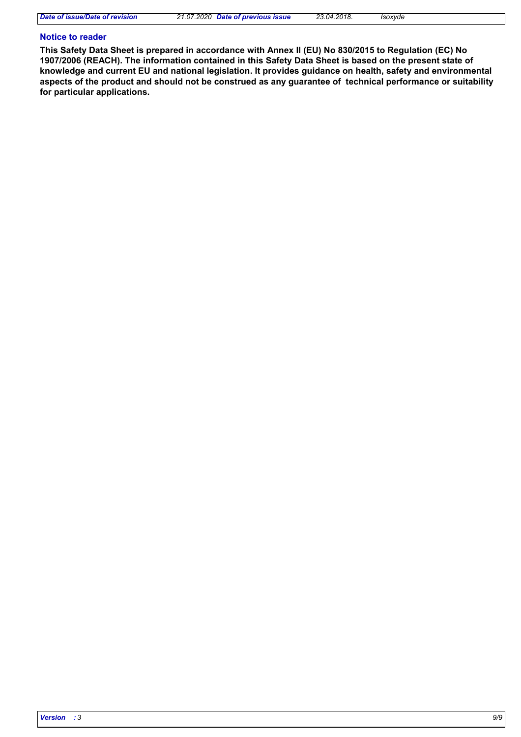### Notice to reader

**This Safety Data Sheet is prepared in accordance with Annex II (EU) No 830/2015 to Regulation (EC) No 1907/2006 (REACH). The information contained in this Safety Data Sheet is based on the present state of knowledge and current EU and national legislation. It provides guidance on health, safety and environmental aspects of the product and should not be construed as any guarantee of technical performance or suitability for particular applications.**